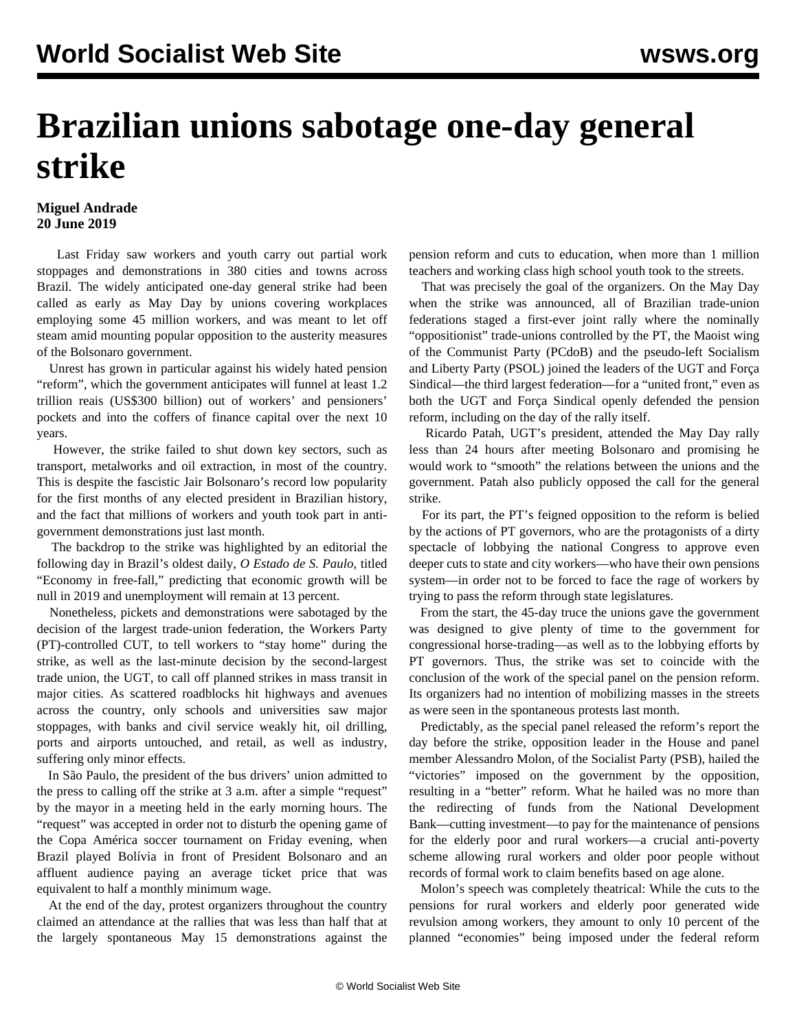# Brazilian unions sabotage one-day general strike

**Miguel Andrade**
**20 June 2019**

Last Friday saw workers and youth carry out partial work stoppages and demonstrations in 380 cities and towns across Brazil. The widely anticipated one-day general strike had been called as early as May Day by unions covering workplaces employing some 45 million workers, and was meant to let off steam amid mounting popular opposition to the austerity measures of the Bolsonaro government.

Unrest has grown in particular against his widely hated pension "reform", which the government anticipates will funnel at least 1.2 trillion reais (US$300 billion) out of workers' and pensioners' pockets and into the coffers of finance capital over the next 10 years.

However, the strike failed to shut down key sectors, such as transport, metalworks and oil extraction, in most of the country. This is despite the fascistic Jair Bolsonaro's record low popularity for the first months of any elected president in Brazilian history, and the fact that millions of workers and youth took part in anti-government demonstrations just last month.

The backdrop to the strike was highlighted by an editorial the following day in Brazil's oldest daily, *O Estado de S. Paulo*, titled "Economy in free-fall," predicting that economic growth will be null in 2019 and unemployment will remain at 13 percent.

Nonetheless, pickets and demonstrations were sabotaged by the decision of the largest trade-union federation, the Workers Party (PT)-controlled CUT, to tell workers to "stay home" during the strike, as well as the last-minute decision by the second-largest trade union, the UGT, to call off planned strikes in mass transit in major cities. As scattered roadblocks hit highways and avenues across the country, only schools and universities saw major stoppages, with banks and civil service weakly hit, oil drilling, ports and airports untouched, and retail, as well as industry, suffering only minor effects.

In São Paulo, the president of the bus drivers' union admitted to the press to calling off the strike at 3 a.m. after a simple "request" by the mayor in a meeting held in the early morning hours. The "request" was accepted in order not to disturb the opening game of the Copa América soccer tournament on Friday evening, when Brazil played Bolívia in front of President Bolsonaro and an affluent audience paying an average ticket price that was equivalent to half a monthly minimum wage.

At the end of the day, protest organizers throughout the country claimed an attendance at the rallies that was less than half that at the largely spontaneous May 15 demonstrations against the pension reform and cuts to education, when more than 1 million teachers and working class high school youth took to the streets.

That was precisely the goal of the organizers. On the May Day when the strike was announced, all of Brazilian trade-union federations staged a first-ever joint rally where the nominally "oppositionist" trade-unions controlled by the PT, the Maoist wing of the Communist Party (PCdoB) and the pseudo-left Socialism and Liberty Party (PSOL) joined the leaders of the UGT and Força Sindical—the third largest federation—for a "united front," even as both the UGT and Força Sindical openly defended the pension reform, including on the day of the rally itself.

Ricardo Patah, UGT's president, attended the May Day rally less than 24 hours after meeting Bolsonaro and promising he would work to "smooth" the relations between the unions and the government. Patah also publicly opposed the call for the general strike.

For its part, the PT's feigned opposition to the reform is belied by the actions of PT governors, who are the protagonists of a dirty spectacle of lobbying the national Congress to approve even deeper cuts to state and city workers—who have their own pensions system—in order not to be forced to face the rage of workers by trying to pass the reform through state legislatures.

From the start, the 45-day truce the unions gave the government was designed to give plenty of time to the government for congressional horse-trading—as well as to the lobbying efforts by PT governors. Thus, the strike was set to coincide with the conclusion of the work of the special panel on the pension reform. Its organizers had no intention of mobilizing masses in the streets as were seen in the spontaneous protests last month.

Predictably, as the special panel released the reform's report the day before the strike, opposition leader in the House and panel member Alessandro Molon, of the Socialist Party (PSB), hailed the "victories" imposed on the government by the opposition, resulting in a "better" reform. What he hailed was no more than the redirecting of funds from the National Development Bank—cutting investment—to pay for the maintenance of pensions for the elderly poor and rural workers—a crucial anti-poverty scheme allowing rural workers and older poor people without records of formal work to claim benefits based on age alone.

Molon's speech was completely theatrical: While the cuts to the pensions for rural workers and elderly poor generated wide revulsion among workers, they amount to only 10 percent of the planned "economies" being imposed under the federal reform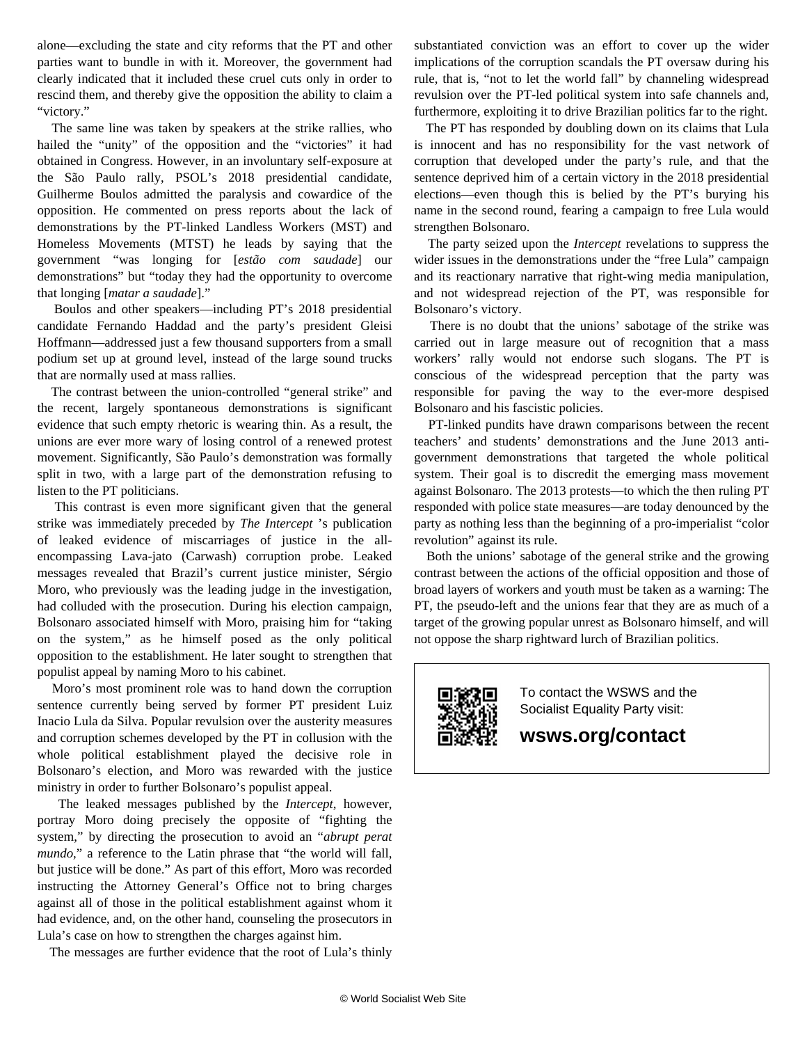alone—excluding the state and city reforms that the PT and other parties want to bundle in with it. Moreover, the government had clearly indicated that it included these cruel cuts only in order to rescind them, and thereby give the opposition the ability to claim a "victory."

The same line was taken by speakers at the strike rallies, who hailed the "unity" of the opposition and the "victories" it had obtained in Congress. However, in an involuntary self-exposure at the São Paulo rally, PSOL's 2018 presidential candidate, Guilherme Boulos admitted the paralysis and cowardice of the opposition. He commented on press reports about the lack of demonstrations by the PT-linked Landless Workers (MST) and Homeless Movements (MTST) he leads by saying that the government "was longing for [*estão com saudade*] our demonstrations" but "today they had the opportunity to overcome that longing [*matar a saudade*]."

Boulos and other speakers—including PT's 2018 presidential candidate Fernando Haddad and the party's president Gleisi Hoffmann—addressed just a few thousand supporters from a small podium set up at ground level, instead of the large sound trucks that are normally used at mass rallies.

The contrast between the union-controlled "general strike" and the recent, largely spontaneous demonstrations is significant evidence that such empty rhetoric is wearing thin. As a result, the unions are ever more wary of losing control of a renewed protest movement. Significantly, São Paulo's demonstration was formally split in two, with a large part of the demonstration refusing to listen to the PT politicians.

This contrast is even more significant given that the general strike was immediately preceded by *The Intercept* 's publication of leaked evidence of miscarriages of justice in the all-encompassing Lava-jato (Carwash) corruption probe. Leaked messages revealed that Brazil's current justice minister, Sérgio Moro, who previously was the leading judge in the investigation, had colluded with the prosecution. During his election campaign, Bolsonaro associated himself with Moro, praising him for "taking on the system," as he himself posed as the only political opposition to the establishment. He later sought to strengthen that populist appeal by naming Moro to his cabinet.

Moro's most prominent role was to hand down the corruption sentence currently being served by former PT president Luiz Inacio Lula da Silva. Popular revulsion over the austerity measures and corruption schemes developed by the PT in collusion with the whole political establishment played the decisive role in Bolsonaro's election, and Moro was rewarded with the justice ministry in order to further Bolsonaro's populist appeal.

The leaked messages published by the *Intercept*, however, portray Moro doing precisely the opposite of "fighting the system," by directing the prosecution to avoid an "*abrupt perat mundo,*" a reference to the Latin phrase that "the world will fall, but justice will be done." As part of this effort, Moro was recorded instructing the Attorney General's Office not to bring charges against all of those in the political establishment against whom it had evidence, and, on the other hand, counseling the prosecutors in Lula's case on how to strengthen the charges against him.

The messages are further evidence that the root of Lula's thinly substantiated conviction was an effort to cover up the wider implications of the corruption scandals the PT oversaw during his rule, that is, "not to let the world fall" by channeling widespread revulsion over the PT-led political system into safe channels and, furthermore, exploiting it to drive Brazilian politics far to the right.

The PT has responded by doubling down on its claims that Lula is innocent and has no responsibility for the vast network of corruption that developed under the party's rule, and that the sentence deprived him of a certain victory in the 2018 presidential elections—even though this is belied by the PT's burying his name in the second round, fearing a campaign to free Lula would strengthen Bolsonaro.

The party seized upon the *Intercept* revelations to suppress the wider issues in the demonstrations under the "free Lula" campaign and its reactionary narrative that right-wing media manipulation, and not widespread rejection of the PT, was responsible for Bolsonaro's victory.

There is no doubt that the unions' sabotage of the strike was carried out in large measure out of recognition that a mass workers' rally would not endorse such slogans. The PT is conscious of the widespread perception that the party was responsible for paving the way to the ever-more despised Bolsonaro and his fascistic policies.

PT-linked pundits have drawn comparisons between the recent teachers' and students' demonstrations and the June 2013 anti-government demonstrations that targeted the whole political system. Their goal is to discredit the emerging mass movement against Bolsonaro. The 2013 protests—to which the then ruling PT responded with police state measures—are today denounced by the party as nothing less than the beginning of a pro-imperialist "color revolution" against its rule.

Both the unions' sabotage of the general strike and the growing contrast between the actions of the official opposition and those of broad layers of workers and youth must be taken as a warning: The PT, the pseudo-left and the unions fear that they are as much of a target of the growing popular unrest as Bolsonaro himself, and will not oppose the sharp rightward lurch of Brazilian politics.

To contact the WSWS and the Socialist Equality Party visit:

**wsws.org/contact**